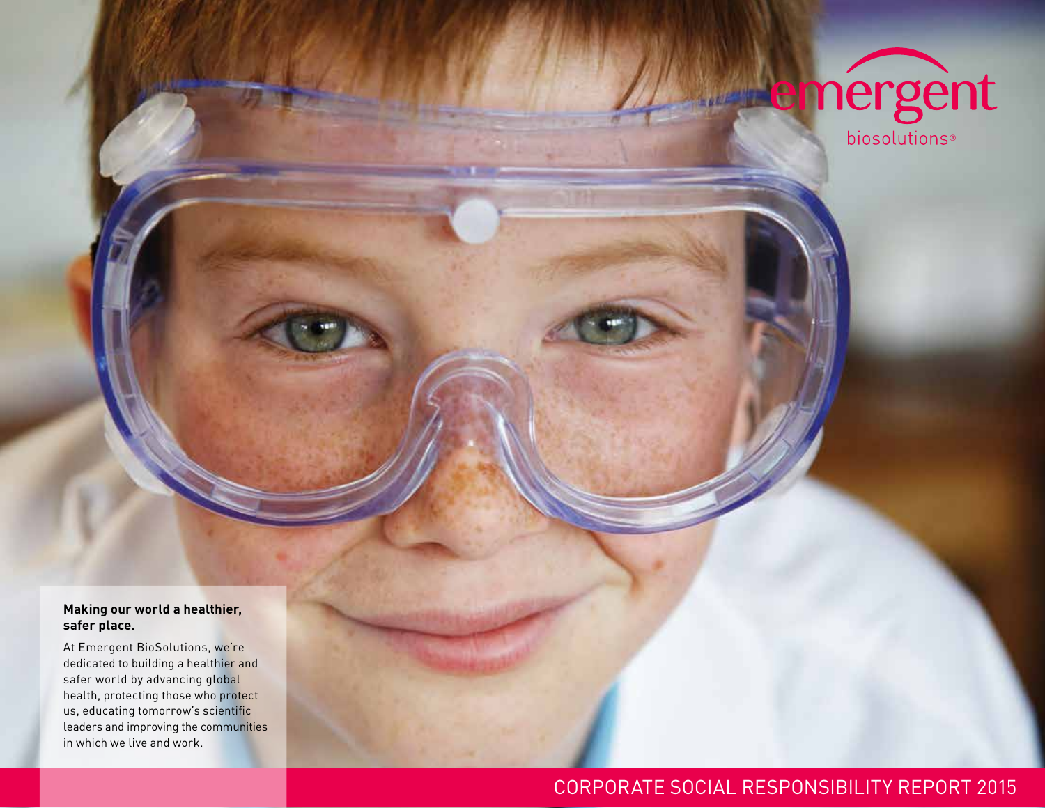emergent biosolutions®

**Making our world a healthier, safer place.**

At Emergent BioSolutions, we're dedicated to building a healthier and safer world by advancing global health, protecting those who protect us, educating tomorrow's scientific leaders and improving the communities in which we live and work.

# CORPORATE SOCIAL RESPONSIBILITY REPORT 2015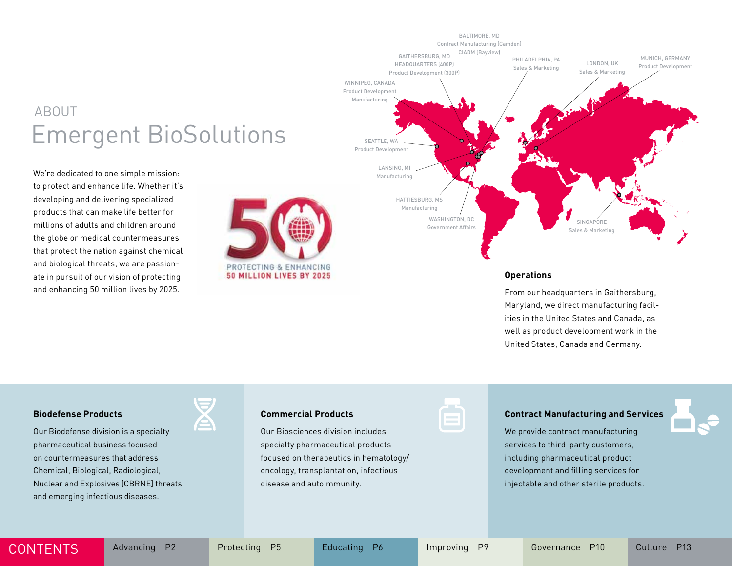# ABOUT Emergent BioSolutions

We're dedicated to one simple mission: to protect and enhance life. Whether it's developing and delivering specialized products that can make life better for millions of adults and children around the globe or medical countermeasures that protect the nation against chemical and biological threats, we are passionate in pursuit of our vision of protecting and enhancing 50 million lives by 2025.

PROTECTING & ENHANCING
50 MILLION LIVES BY 2025

BALTIMORE, MD
Contract Manufacturing (Camden)
CIADM (Bayview)

GAITHERSBURG, MD
HEADQUARTERS (400P)
Product Development (300P)

PHILADELPHIA, PA
Sales & Marketing

LONDON, UK
Sales & Marketing

MUNICH, GERMANY
Product Development

WINNIPEG, CANADA
Product Development
Manufacturing

SEATTLE, WA
Product Development

LANSING, MI
Manufacturing

HATTIESBURG, MS
Manufacturing

WASHINGTON, DC
Government Affairs

SINGAPORE
Sales & Marketing

### Operations

From our headquarters in Gaithersburg, Maryland, we direct manufacturing facilities in the United States and Canada, as well as product development work in the United States, Canada and Germany.

### Biodefense Products

Our Biodefense division is a specialty pharmaceutical business focused on countermeasures that address Chemical, Biological, Radiological, Nuclear and Explosives (CBRNE) threats and emerging infectious diseases.

### Commercial Products

Our Biosciences division includes specialty pharmaceutical products focused on therapeutics in hematology/oncology, transplantation, infectious disease and autoimmunity.

### Contract Manufacturing and Services

We provide contract manufacturing services to third-party customers, including pharmaceutical product development and filling services for injectable and other sterile products.

CONTENTS | Advancing P2 | Protecting P5 | Educating P6 | Improving P9 | Governance P10 | Culture P13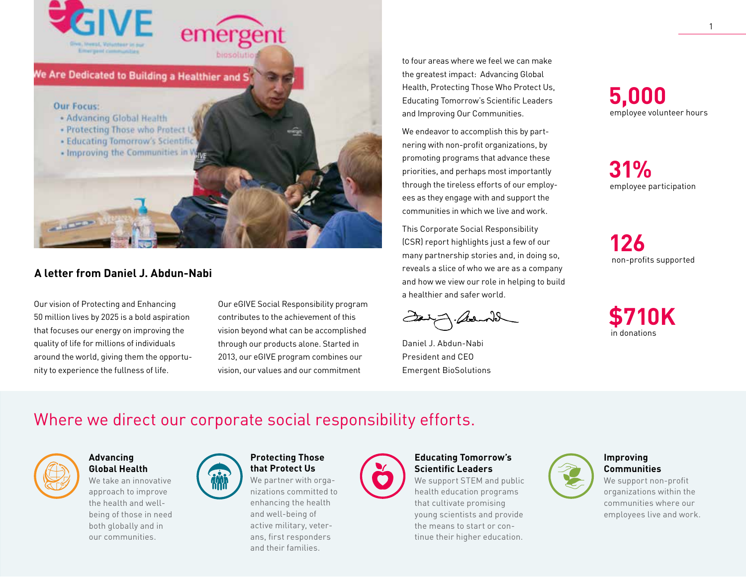## A letter from Daniel J. Abdun-Nabi

Our vision of Protecting and Enhancing 50 million lives by 2025 is a bold aspiration that focuses our energy on improving the quality of life for millions of individuals around the world, giving them the opportunity to experience the fullness of life.

Our eGIVE Social Responsibility program contributes to the achievement of this vision beyond what can be accomplished through our products alone. Started in 2013, our eGIVE program combines our vision, our values and our commitment to four areas where we feel we can make the greatest impact: Advancing Global Health, Protecting Those Who Protect Us, Educating Tomorrow's Scientific Leaders and Improving Our Communities.

We endeavor to accomplish this by partnering with non-profit organizations, by promoting programs that advance these priorities, and perhaps most importantly through the tireless efforts of our employees as they engage with and support the communities in which we live and work.

This Corporate Social Responsibility (CSR) report highlights just a few of our many partnership stories and, in doing so, reveals a slice of who we are as a company and how we view our role in helping to build a healthier and safer world.

Daniel J. Abdun-Nabi
President and CEO
Emergent BioSolutions

**5,000**
employee volunteer hours

**31%**
employee participation

**126**
non-profits supported

**$710K**
in donations

## Where we direct our corporate social responsibility efforts.

**Advancing Global Health**
We take an innovative approach to improve the health and well-being of those in need both globally and in our communities.

**Protecting Those that Protect Us**
We partner with organizations committed to enhancing the health and well-being of active military, veterans, first responders and their families.

**Educating Tomorrow's Scientific Leaders**
We support STEM and public health education programs that cultivate promising young scientists and provide the means to start or continue their higher education.

**Improving Communities**
We support non-profit organizations within the communities where our employees live and work.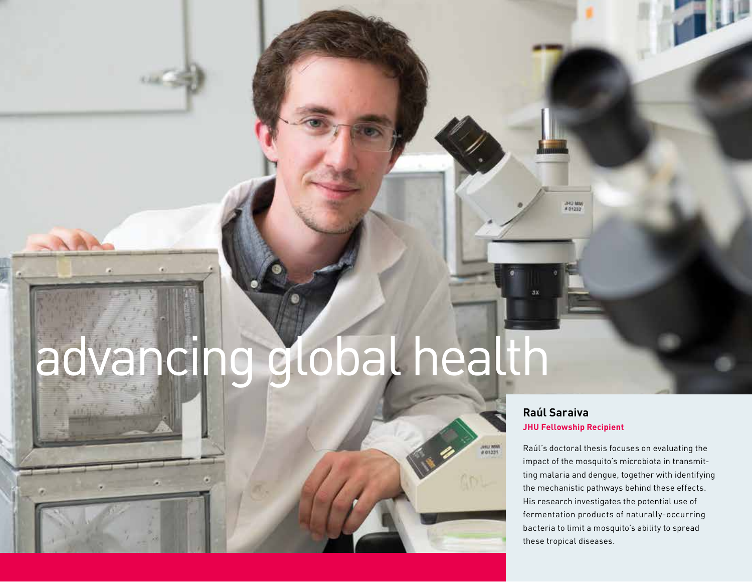# advancing global health

**Raúl Saraiva**

**JHU Fellowship Recipient**

Raúl's doctoral thesis focuses on evaluating the impact of the mosquito's microbiota in transmitting malaria and dengue, together with identifying the mechanistic pathways behind these effects. His research investigates the potential use of fermentation products of naturally-occurring bacteria to limit a mosquito's ability to spread these tropical diseases.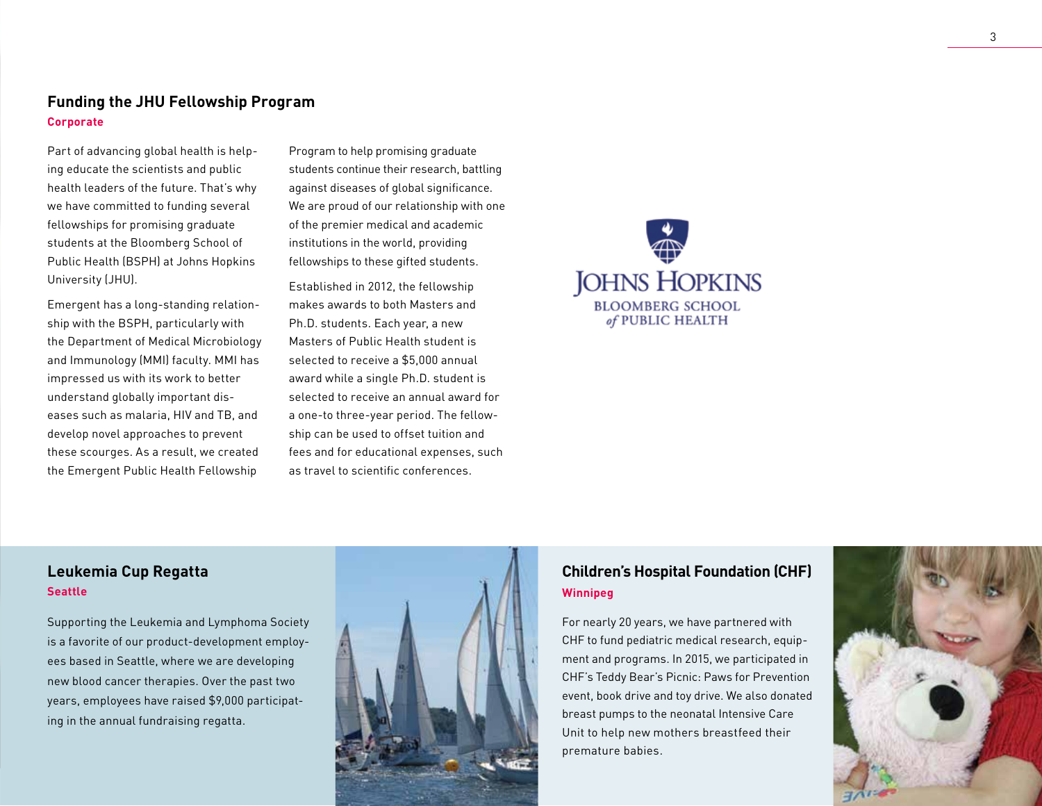## Funding the JHU Fellowship Program

**Corporate**

Part of advancing global health is helping educate the scientists and public health leaders of the future. That's why we have committed to funding several fellowships for promising graduate students at the Bloomberg School of Public Health (BSPH) at Johns Hopkins University (JHU).

Emergent has a long-standing relationship with the BSPH, particularly with the Department of Medical Microbiology and Immunology (MMI) faculty. MMI has impressed us with its work to better understand globally important diseases such as malaria, HIV and TB, and develop novel approaches to prevent these scourges. As a result, we created the Emergent Public Health Fellowship Program to help promising graduate students continue their research, battling against diseases of global significance. We are proud of our relationship with one of the premier medical and academic institutions in the world, providing fellowships to these gifted students.

Established in 2012, the fellowship makes awards to both Masters and Ph.D. students. Each year, a new Masters of Public Health student is selected to receive a $5,000 annual award while a single Ph.D. student is selected to receive an annual award for a one-to three-year period. The fellowship can be used to offset tuition and fees and for educational expenses, such as travel to scientific conferences.

JOHNS HOPKINS
BLOOMBERG SCHOOL
of PUBLIC HEALTH

## Leukemia Cup Regatta

**Seattle**

Supporting the Leukemia and Lymphoma Society is a favorite of our product-development employees based in Seattle, where we are developing new blood cancer therapies. Over the past two years, employees have raised $9,000 participating in the annual fundraising regatta.

## Children's Hospital Foundation (CHF)

**Winnipeg**

For nearly 20 years, we have partnered with CHF to fund pediatric medical research, equipment and programs. In 2015, we participated in CHF's Teddy Bear's Picnic: Paws for Prevention event, book drive and toy drive. We also donated breast pumps to the neonatal Intensive Care Unit to help new mothers breastfeed their premature babies.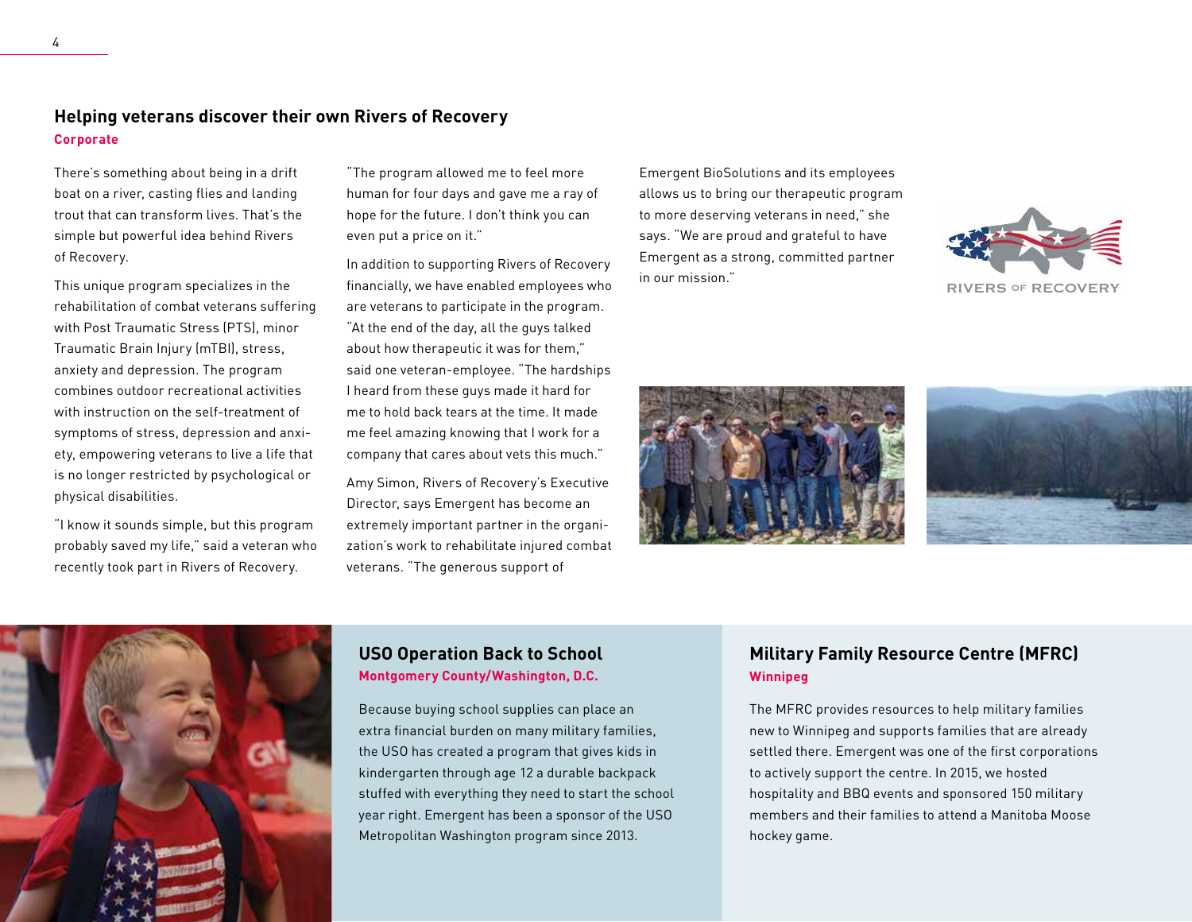## Helping veterans discover their own Rivers of Recovery

**Corporate**

There's something about being in a drift boat on a river, casting flies and landing trout that can transform lives. That's the simple but powerful idea behind Rivers of Recovery.

This unique program specializes in the rehabilitation of combat veterans suffering with Post Traumatic Stress (PTS), minor Traumatic Brain Injury (mTBI), stress, anxiety and depression. The program combines outdoor recreational activities with instruction on the self-treatment of symptoms of stress, depression and anxiety, empowering veterans to live a life that is no longer restricted by psychological or physical disabilities.

"I know it sounds simple, but this program probably saved my life," said a veteran who recently took part in Rivers of Recovery. "The program allowed me to feel more human for four days and gave me a ray of hope for the future. I don't think you can even put a price on it."

In addition to supporting Rivers of Recovery financially, we have enabled employees who are veterans to participate in the program. "At the end of the day, all the guys talked about how therapeutic it was for them," said one veteran-employee. "The hardships I heard from these guys made it hard for me to hold back tears at the time. It made me feel amazing knowing that I work for a company that cares about vets this much."

Amy Simon, Rivers of Recovery's Executive Director, says Emergent has become an extremely important partner in the organization's work to rehabilitate injured combat veterans. "The generous support of Emergent BioSolutions and its employees allows us to bring our therapeutic program to more deserving veterans in need," she says. "We are proud and grateful to have Emergent as a strong, committed partner in our mission."

## USO Operation Back to School

**Montgomery County/Washington, D.C.**

Because buying school supplies can place an extra financial burden on many military families, the USO has created a program that gives kids in kindergarten through age 12 a durable backpack stuffed with everything they need to start the school year right. Emergent has been a sponsor of the USO Metropolitan Washington program since 2013.

## Military Family Resource Centre (MFRC)

**Winnipeg**

The MFRC provides resources to help military families new to Winnipeg and supports families that are already settled there. Emergent was one of the first corporations to actively support the centre. In 2015, we hosted hospitality and BBQ events and sponsored 150 military members and their families to attend a Manitoba Moose hockey game.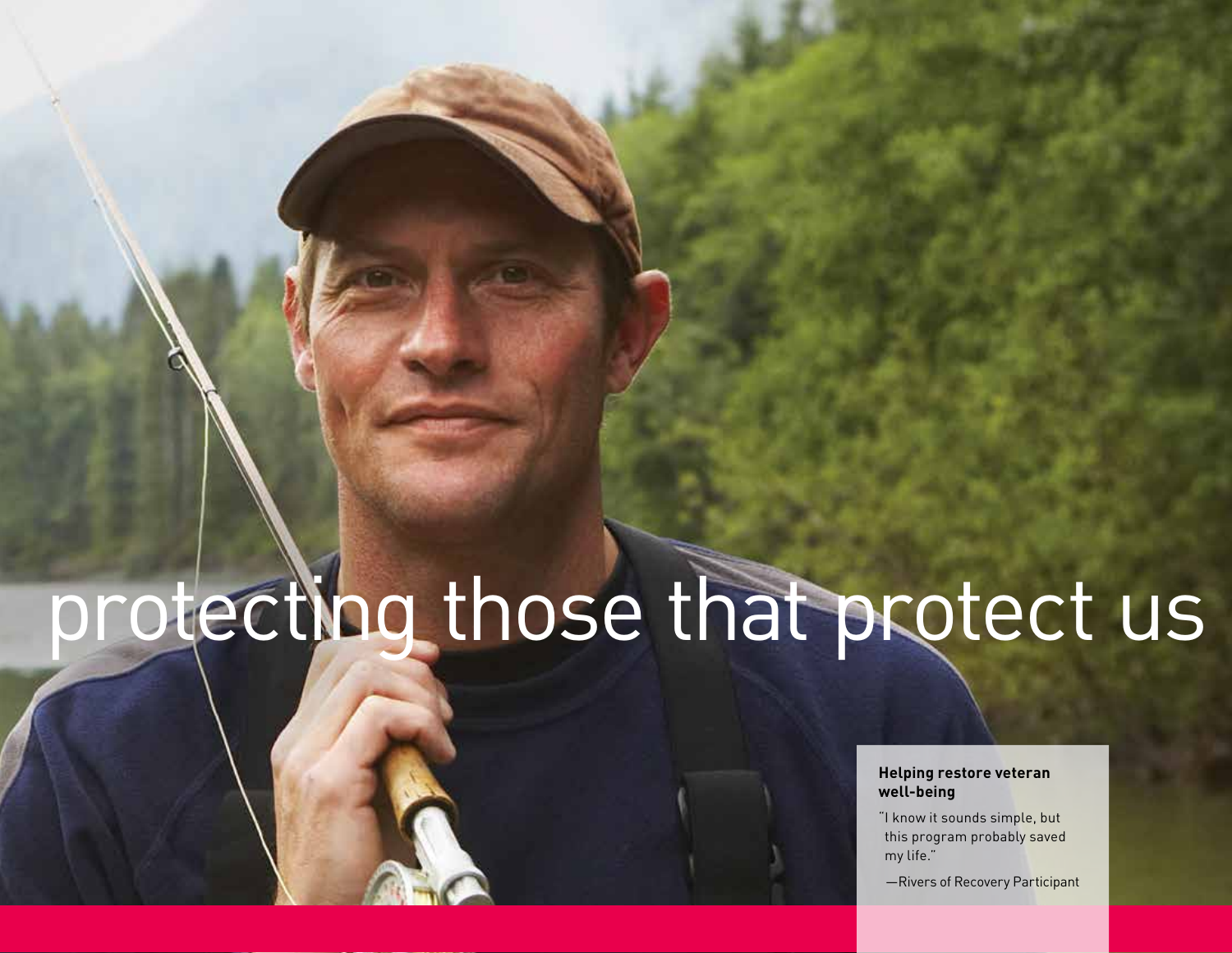# protecting those that protect us

**Helping restore veteran well-being**

"I know it sounds simple, but this program probably saved my life."

—Rivers of Recovery Participant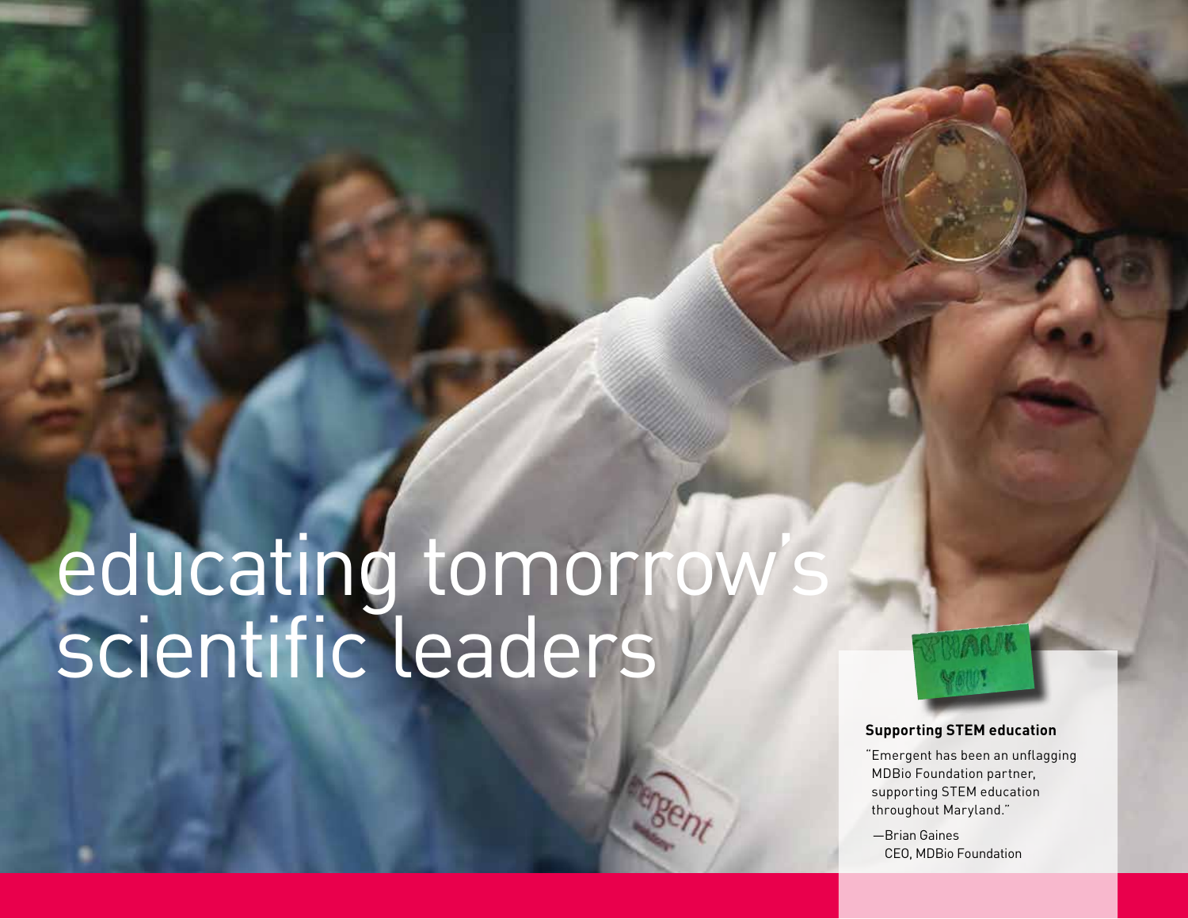# educating tomorrow's scientific leaders

### Supporting STEM education

"Emergent has been an unflagging MDBio Foundation partner, supporting STEM education throughout Maryland."

—Brian Gaines
CEO, MDBio Foundation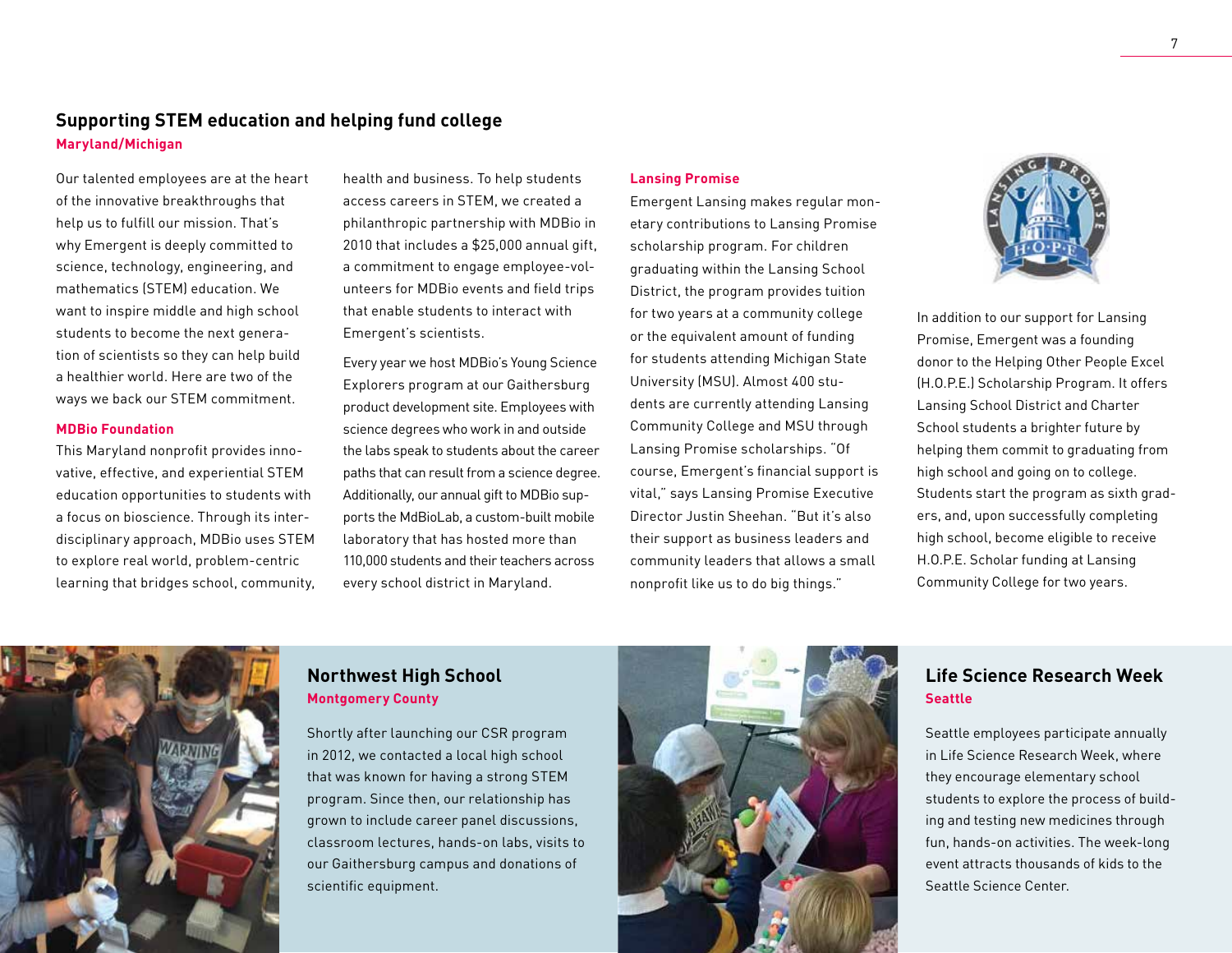## Supporting STEM education and helping fund college

**Maryland/Michigan**

Our talented employees are at the heart of the innovative breakthroughs that help us to fulfill our mission. That's why Emergent is deeply committed to science, technology, engineering, and mathematics (STEM) education. We want to inspire middle and high school students to become the next generation of scientists so they can help build a healthier world. Here are two of the ways we back our STEM commitment.

**MDBio Foundation**

This Maryland nonprofit provides innovative, effective, and experiential STEM education opportunities to students with a focus on bioscience. Through its interdisciplinary approach, MDBio uses STEM to explore real world, problem-centric learning that bridges school, community, health and business. To help students access careers in STEM, we created a philanthropic partnership with MDBio in 2010 that includes a $25,000 annual gift, a commitment to engage employee-volunteers for MDBio events and field trips that enable students to interact with Emergent's scientists.

Every year we host MDBio's Young Science Explorers program at our Gaithersburg product development site. Employees with science degrees who work in and outside the labs speak to students about the career paths that can result from a science degree. Additionally, our annual gift to MDBio supports the MdBioLab, a custom-built mobile laboratory that has hosted more than 110,000 students and their teachers across every school district in Maryland.

**Lansing Promise**

Emergent Lansing makes regular monetary contributions to Lansing Promise scholarship program. For children graduating within the Lansing School District, the program provides tuition for two years at a community college or the equivalent amount of funding for students attending Michigan State University (MSU). Almost 400 students are currently attending Lansing Community College and MSU through Lansing Promise scholarships. "Of course, Emergent's financial support is vital," says Lansing Promise Executive Director Justin Sheehan. "But it's also their support as business leaders and community leaders that allows a small nonprofit like us to do big things."

In addition to our support for Lansing Promise, Emergent was a founding donor to the Helping Other People Excel (H.O.P.E.) Scholarship Program. It offers Lansing School District and Charter School students a brighter future by helping them commit to graduating from high school and going on to college. Students start the program as sixth graders, and, upon successfully completing high school, become eligible to receive H.O.P.E. Scholar funding at Lansing Community College for two years.

### Northwest High School

**Montgomery County**

Shortly after launching our CSR program in 2012, we contacted a local high school that was known for having a strong STEM program. Since then, our relationship has grown to include career panel discussions, classroom lectures, hands-on labs, visits to our Gaithersburg campus and donations of scientific equipment.

### Life Science Research Week

**Seattle**

Seattle employees participate annually in Life Science Research Week, where they encourage elementary school students to explore the process of building and testing new medicines through fun, hands-on activities. The week-long event attracts thousands of kids to the Seattle Science Center.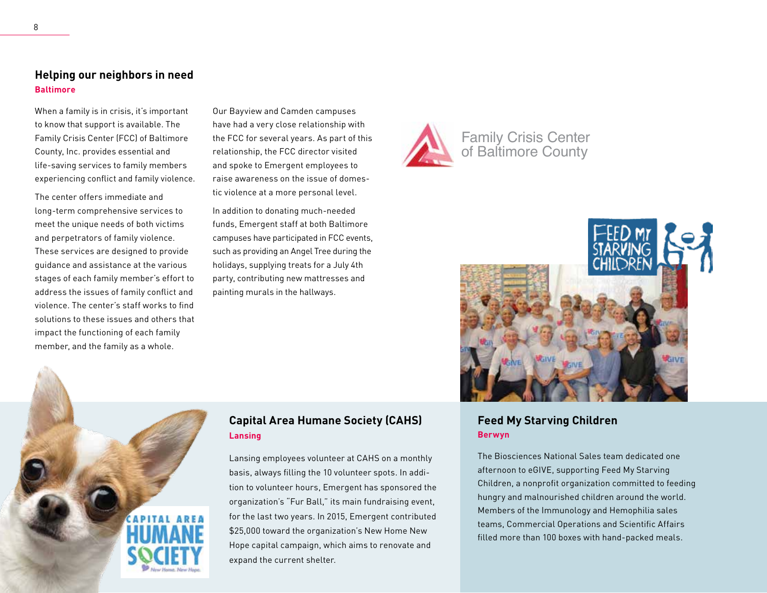## Helping our neighbors in need

**Baltimore**

When a family is in crisis, it's important to know that support is available. The Family Crisis Center (FCC) of Baltimore County, Inc. provides essential and life-saving services to family members experiencing conflict and family violence.

The center offers immediate and long-term comprehensive services to meet the unique needs of both victims and perpetrators of family violence. These services are designed to provide guidance and assistance at the various stages of each family member's effort to address the issues of family conflict and violence. The center's staff works to find solutions to these issues and others that impact the functioning of each family member, and the family as a whole.

Our Bayview and Camden campuses have had a very close relationship with the FCC for several years. As part of this relationship, the FCC director visited and spoke to Emergent employees to raise awareness on the issue of domestic violence at a more personal level.

In addition to donating much-needed funds, Emergent staff at both Baltimore campuses have participated in FCC events, such as providing an Angel Tree during the holidays, supplying treats for a July 4th party, contributing new mattresses and painting murals in the hallways.

Family Crisis Center of Baltimore County

## Capital Area Humane Society (CAHS)

**Lansing**

Lansing employees volunteer at CAHS on a monthly basis, always filling the 10 volunteer spots. In addition to volunteer hours, Emergent has sponsored the organization's "Fur Ball," its main fundraising event, for the last two years. In 2015, Emergent contributed $25,000 toward the organization's New Home New Hope capital campaign, which aims to renovate and expand the current shelter.

## Feed My Starving Children

**Berwyn**

The Biosciences National Sales team dedicated one afternoon to eGIVE, supporting Feed My Starving Children, a nonprofit organization committed to feeding hungry and malnourished children around the world. Members of the Immunology and Hemophilia sales teams, Commercial Operations and Scientific Affairs filled more than 100 boxes with hand-packed meals.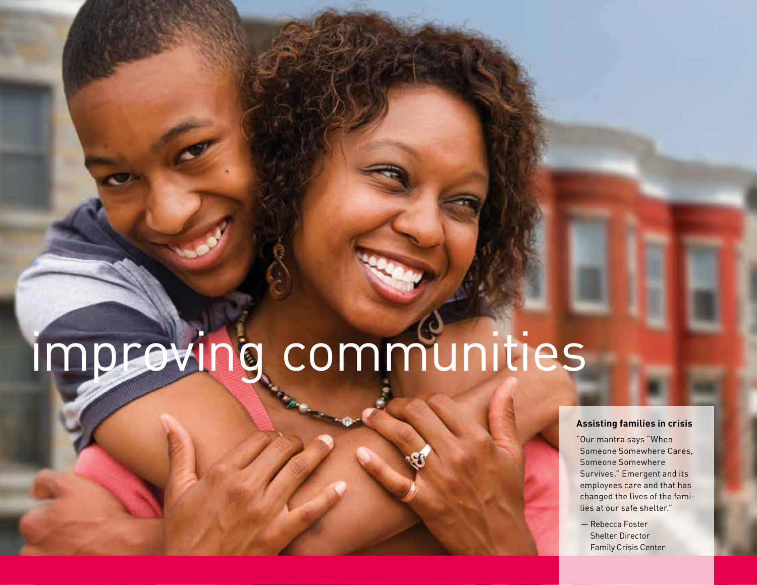# improving communities

### Assisting families in crisis

"Our mantra says "When Someone Somewhere Cares, Someone Somewhere Survives." Emergent and its employees care and that has changed the lives of the families at our safe shelter."

— Rebecca Foster
Shelter Director
Family Crisis Center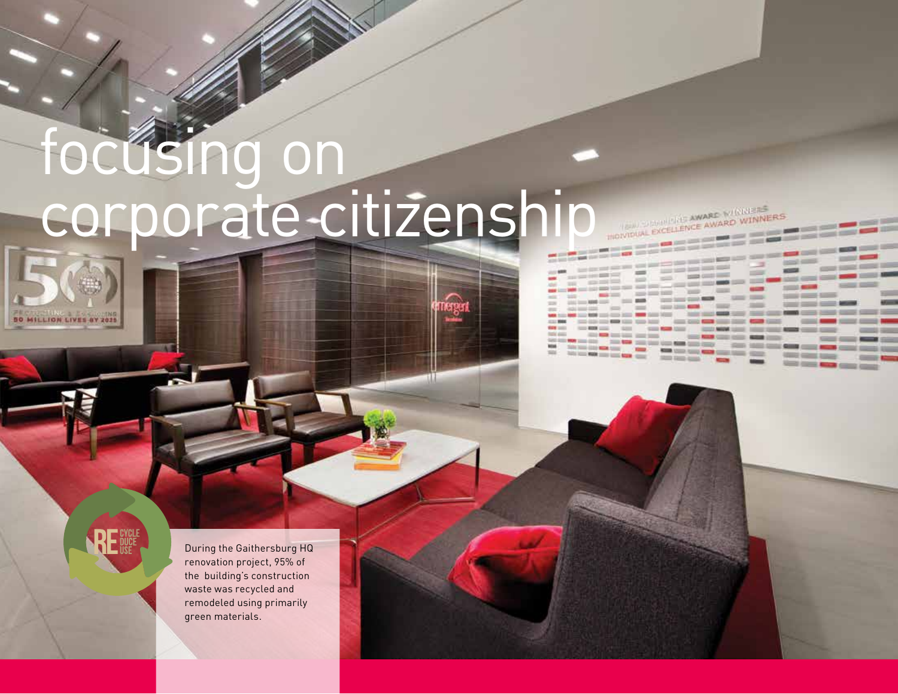# focusing on corporate citizenship

During the Gaithersburg HQ renovation project, 95% of the building's construction waste was recycled and remodeled using primarily green materials.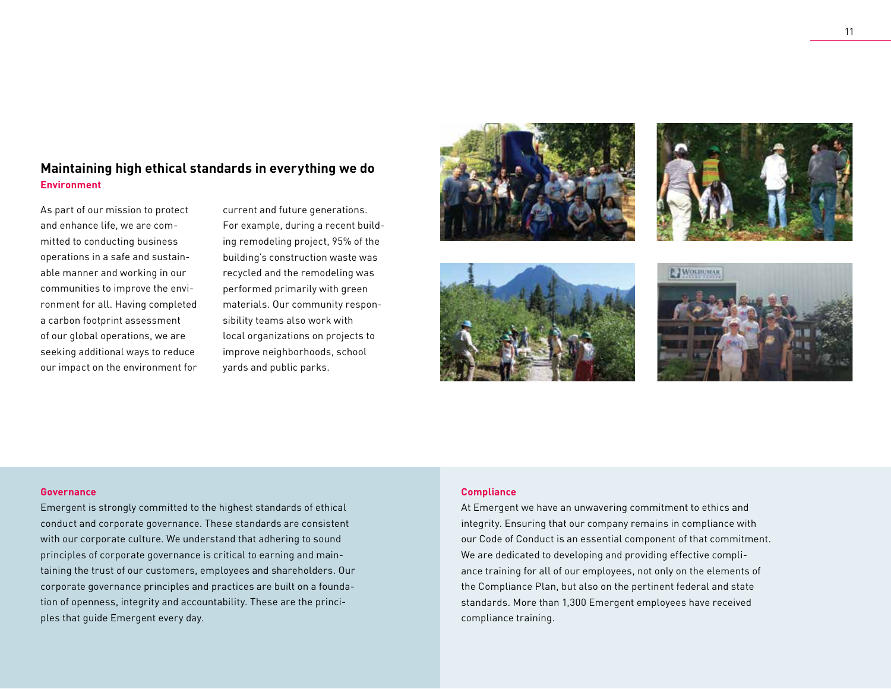## Maintaining high ethical standards in everything we do

### Environment

As part of our mission to protect and enhance life, we are committed to conducting business operations in a safe and sustainable manner and working in our communities to improve the environment for all. Having completed a carbon footprint assessment of our global operations, we are seeking additional ways to reduce our impact on the environment for current and future generations. For example, during a recent building remodeling project, 95% of the building's construction waste was recycled and the remodeling was performed primarily with green materials. Our community responsibility teams also work with local organizations on projects to improve neighborhoods, school yards and public parks.

### Governance

Emergent is strongly committed to the highest standards of ethical conduct and corporate governance. These standards are consistent with our corporate culture. We understand that adhering to sound principles of corporate governance is critical to earning and maintaining the trust of our customers, employees and shareholders. Our corporate governance principles and practices are built on a foundation of openness, integrity and accountability. These are the principles that guide Emergent every day.

### Compliance

At Emergent we have an unwavering commitment to ethics and integrity. Ensuring that our company remains in compliance with our Code of Conduct is an essential component of that commitment. We are dedicated to developing and providing effective compliance training for all of our employees, not only on the elements of the Compliance Plan, but also on the pertinent federal and state standards. More than 1,300 Emergent employees have received compliance training.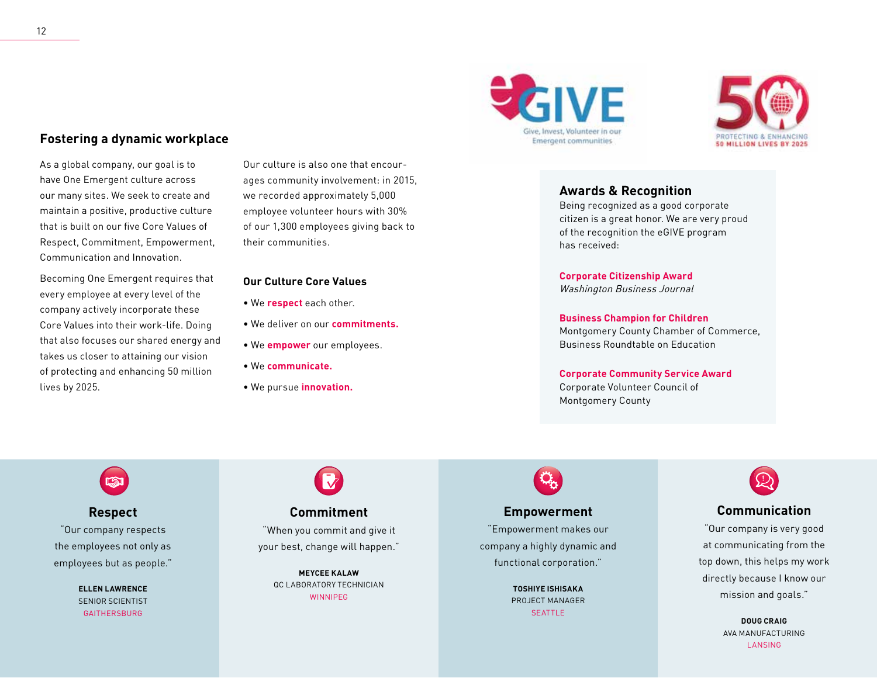## Fostering a dynamic workplace

As a global company, our goal is to have One Emergent culture across our many sites. We seek to create and maintain a positive, productive culture that is built on our five Core Values of Respect, Commitment, Empowerment, Communication and Innovation.

Becoming One Emergent requires that every employee at every level of the company actively incorporate these Core Values into their work-life. Doing that also focuses our shared energy and takes us closer to attaining our vision of protecting and enhancing 50 million lives by 2025.

Our culture is also one that encourages community involvement: in 2015, we recorded approximately 5,000 employee volunteer hours with 30% of our 1,300 employees giving back to their communities.

### Our Culture Core Values

- We **respect** each other.
- We deliver on our **commitments.**
- We **empower** our employees.
- We **communicate.**
- We pursue **innovation.**

eGIVE — Give, Invest, Volunteer in our Emergent communities

50 — PROTECTING & ENHANCING 50 MILLION LIVES BY 2025

### Awards & Recognition

Being recognized as a good corporate citizen is a great honor. We are very proud of the recognition the eGIVE program has received:

**Corporate Citizenship Award**
*Washington Business Journal*

**Business Champion for Children**
Montgomery County Chamber of Commerce, Business Roundtable on Education

**Corporate Community Service Award**
Corporate Volunteer Council of Montgomery County

### Respect

"Our company respects the employees not only as employees but as people."

**ELLEN LAWRENCE**
SENIOR SCIENTIST
GAITHERSBURG

### Commitment

"When you commit and give it your best, change will happen."

**MEYCEE KALAW**
QC LABORATORY TECHNICIAN
WINNIPEG

### Empowerment

"Empowerment makes our company a highly dynamic and functional corporation."

**TOSHIYE ISHISAKA**
PROJECT MANAGER
SEATTLE

### Communication

"Our company is very good at communicating from the top down, this helps my work directly because I know our mission and goals."

**DOUG CRAIG**
AVA MANUFACTURING
LANSING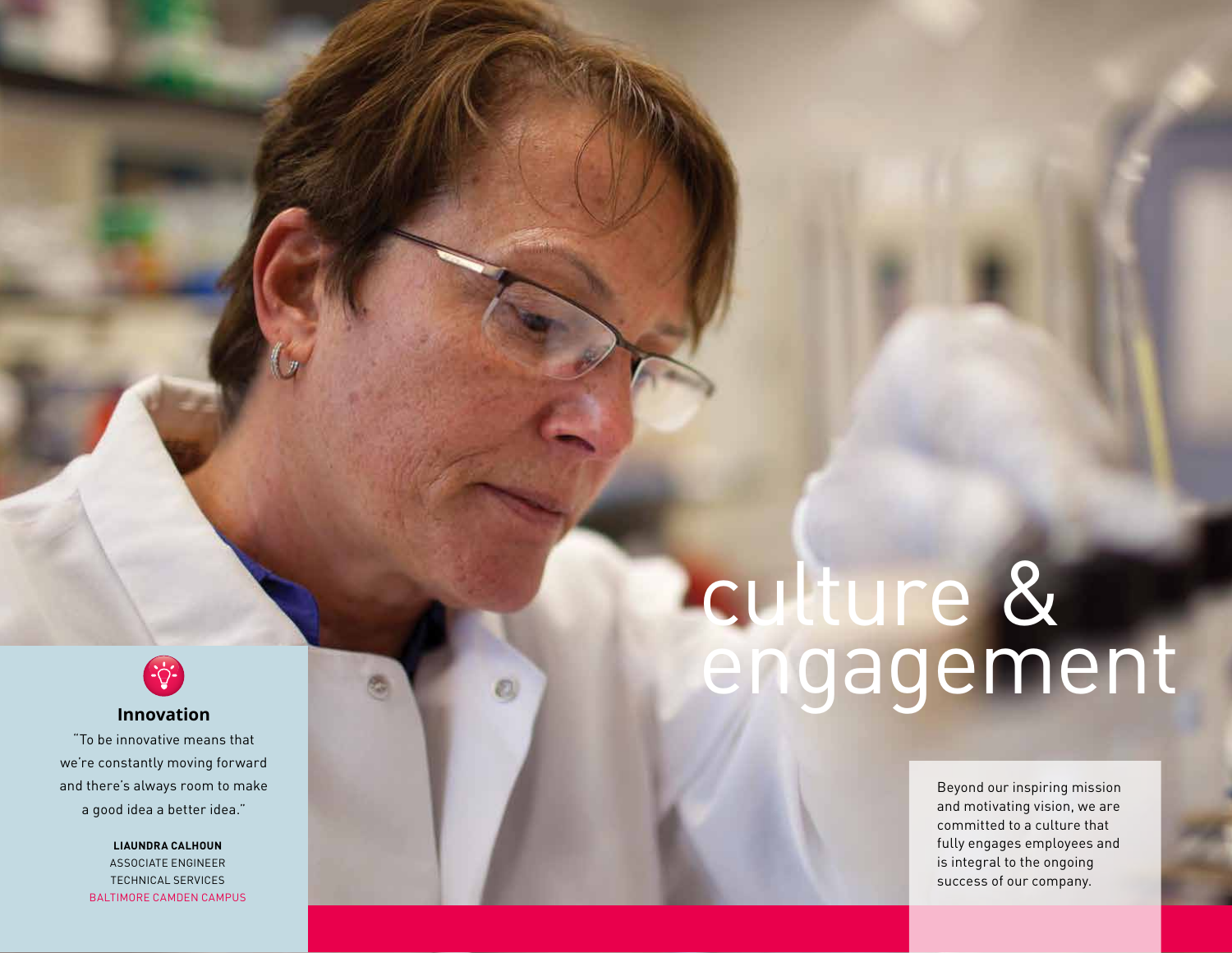# culture & engagement

Beyond our inspiring mission and motivating vision, we are committed to a culture that fully engages employees and is integral to the ongoing success of our company.

### Innovation

"To be innovative means that we're constantly moving forward and there's always room to make a good idea a better idea."

**LIAUNDRA CALHOUN**
ASSOCIATE ENGINEER
TECHNICAL SERVICES
BALTIMORE CAMDEN CAMPUS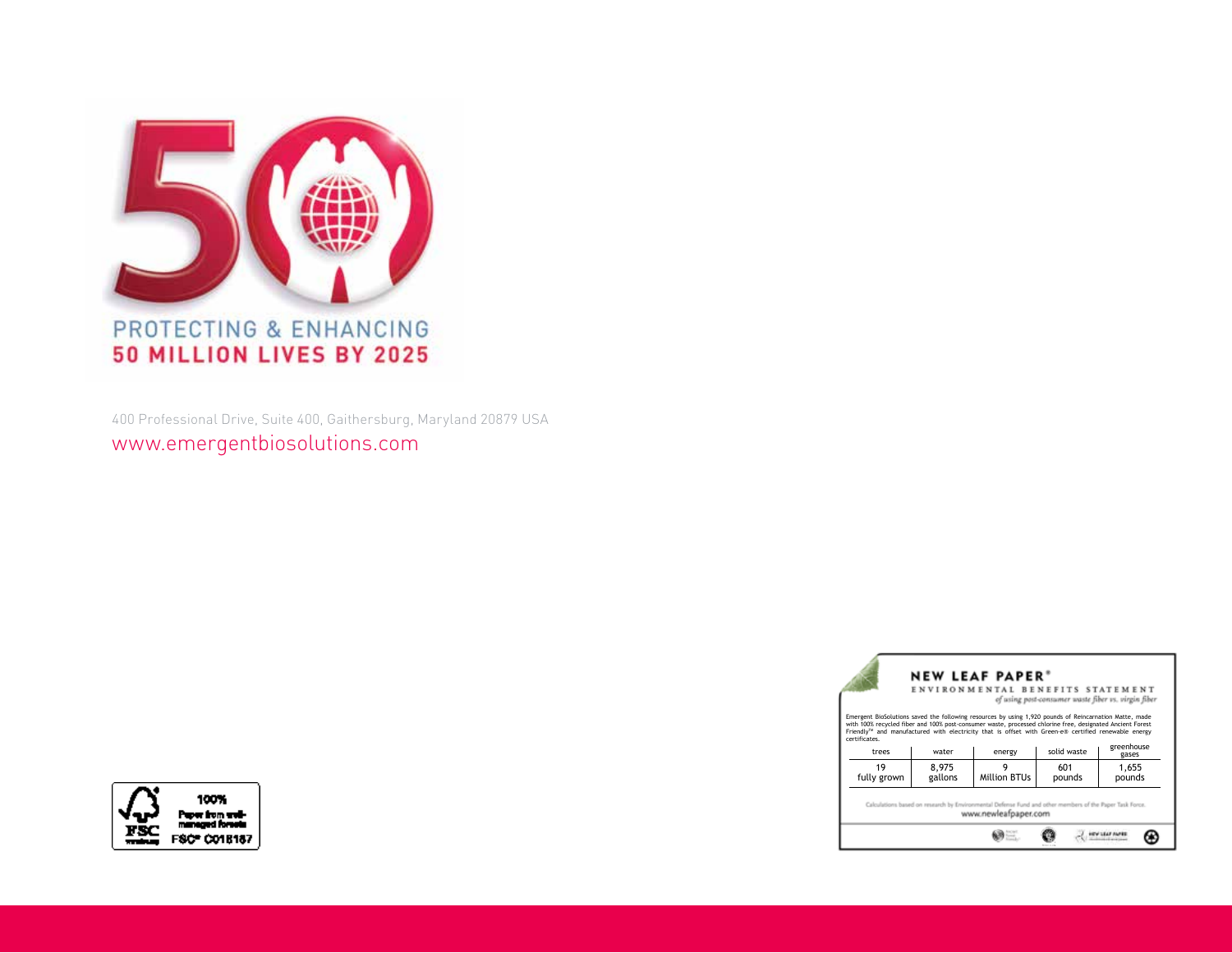PROTECTING & ENHANCING
50 MILLION LIVES BY 2025

400 Professional Drive, Suite 400, Gaithersburg, Maryland 20879 USA
www.emergentbiosolutions.com

100% Paper from well-managed forests
FSC® C016167

**NEW LEAF PAPER®**
ENVIRONMENTAL BENEFITS STATEMENT
*of using post-consumer waste fiber vs. virgin fiber*

Emergent BioSolutions saved the following resources by using 1,920 pounds of Reincarnation Matte, made with 100% recycled fiber and 100% post-consumer waste, processed chlorine free, designated Ancient Forest Friendly™ and manufactured with electricity that is offset with Green-e® certified renewable energy certificates.

| trees | water | energy | solid waste | greenhouse gases |
|---|---|---|---|---|
| 19 fully grown | 8,975 gallons | 9 Million BTUs | 601 pounds | 1,655 pounds |

Calculations based on research by Environmental Defense Fund and other members of the Paper Task Force.
www.newleafpaper.com